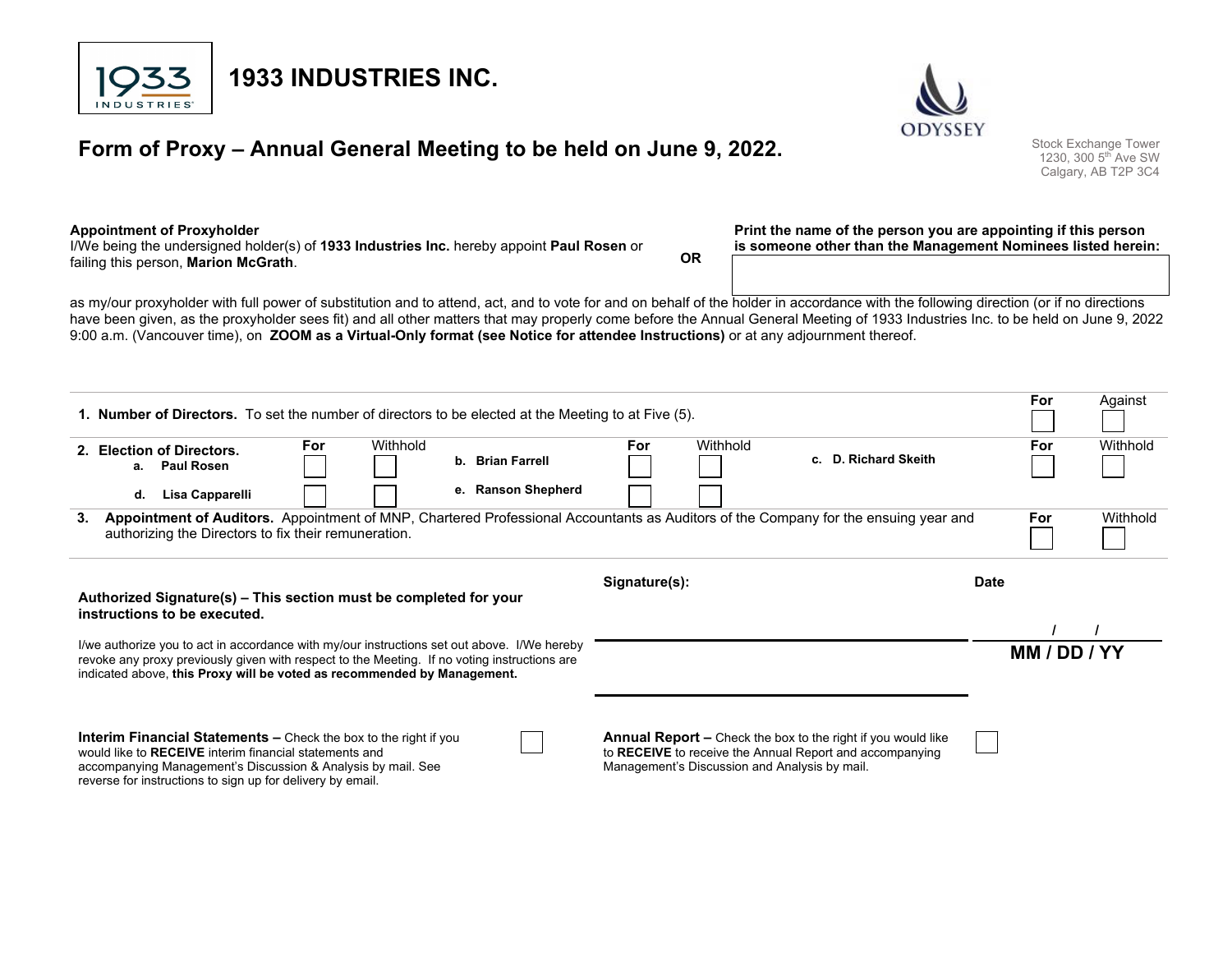# 1933 INDUSTRIES INC.

ODYSSEY

Stock Exchange Tower
1230, 300 5th Ave SW
Calgary, AB T2P 3C4

## Form of Proxy – Annual General Meeting to be held on June 9, 2022.

**Appointment of Proxyholder**
I/We being the undersigned holder(s) of **1933 Industries Inc.** hereby appoint **Paul Rosen** or failing this person, **Marion McGrath**.

**OR**

**Print the name of the person you are appointing if this person is someone other than the Management Nominees listed herein:**

as my/our proxyholder with full power of substitution and to attend, act, and to vote for and on behalf of the holder in accordance with the following direction (or if no directions have been given, as the proxyholder sees fit) and all other matters that may properly come before the Annual General Meeting of 1933 Industries Inc. to be held on June 9, 2022 9:00 a.m. (Vancouver time), on **ZOOM as a Virtual-Only format (see Notice for attendee Instructions)** or at any adjournment thereof.

| | For | Against |
|---|---|---|
| **1. Number of Directors.** To set the number of directors to be elected at the Meeting to at Five (5). | ☐ | ☐ |

**2. Election of Directors.**

| Nominee | For | Withhold |
|---|---|---|
| a. **Paul Rosen** | ☐ | ☐ |
| b. **Brian Farrell** | ☐ | ☐ |
| c. **D. Richard Skeith** | ☐ | ☐ |
| d. **Lisa Capparelli** | ☐ | ☐ |
| e. **Ranson Shepherd** | ☐ | ☐ |

| | For | Withhold |
|---|---|---|
| **3. Appointment of Auditors.** Appointment of MNP, Chartered Professional Accountants as Auditors of the Company for the ensuing year and authorizing the Directors to fix their remuneration. | ☐ | ☐ |

**Authorized Signature(s) – This section must be completed for your instructions to be executed.**

I/we authorize you to act in accordance with my/our instructions set out above. I/We hereby revoke any proxy previously given with respect to the Meeting. If no voting instructions are indicated above, **this Proxy will be voted as recommended by Management.**

**Signature(s):** ______________________

**Date** ____ / ____ / ____
**MM / DD / YY**

**Interim Financial Statements –** Check the box to the right if you would like to **RECEIVE** interim financial statements and accompanying Management's Discussion & Analysis by mail. See reverse for instructions to sign up for delivery by email. ☐

**Annual Report –** Check the box to the right if you would like to **RECEIVE** to receive the Annual Report and accompanying Management's Discussion and Analysis by mail. ☐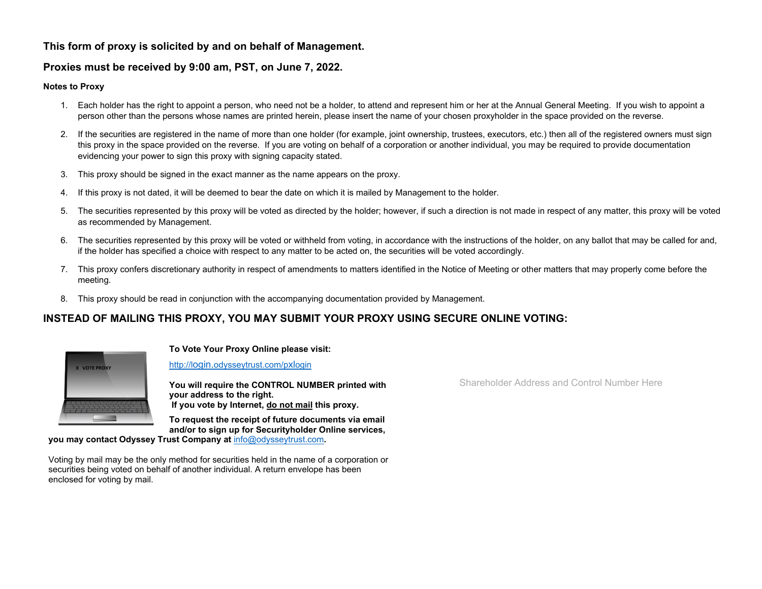**This form of proxy is solicited by and on behalf of Management.**

**Proxies must be received by 9:00 am, PST, on June 7, 2022.**

**Notes to Proxy**

1. Each holder has the right to appoint a person, who need not be a holder, to attend and represent him or her at the Annual General Meeting. If you wish to appoint a person other than the persons whose names are printed herein, please insert the name of your chosen proxyholder in the space provided on the reverse.
2. If the securities are registered in the name of more than one holder (for example, joint ownership, trustees, executors, etc.) then all of the registered owners must sign this proxy in the space provided on the reverse. If you are voting on behalf of a corporation or another individual, you may be required to provide documentation evidencing your power to sign this proxy with signing capacity stated.
3. This proxy should be signed in the exact manner as the name appears on the proxy.
4. If this proxy is not dated, it will be deemed to bear the date on which it is mailed by Management to the holder.
5. The securities represented by this proxy will be voted as directed by the holder; however, if such a direction is not made in respect of any matter, this proxy will be voted as recommended by Management.
6. The securities represented by this proxy will be voted or withheld from voting, in accordance with the instructions of the holder, on any ballot that may be called for and, if the holder has specified a choice with respect to any matter to be acted on, the securities will be voted accordingly.
7. This proxy confers discretionary authority in respect of amendments to matters identified in the Notice of Meeting or other matters that may properly come before the meeting.
8. This proxy should be read in conjunction with the accompanying documentation provided by Management.

**INSTEAD OF MAILING THIS PROXY, YOU MAY SUBMIT YOUR PROXY USING SECURE ONLINE VOTING:**

**To Vote Your Proxy Online please visit:**

http://login.odysseytrust.com/pxlogin

**You will require the CONTROL NUMBER printed with your address to the right. If you vote by Internet, do not mail this proxy.**

**To request the receipt of future documents via email and/or to sign up for Securityholder Online services, you may contact Odyssey Trust Company at info@odysseytrust.com.**

Voting by mail may be the only method for securities held in the name of a corporation or securities being voted on behalf of another individual. A return envelope has been enclosed for voting by mail.

Shareholder Address and Control Number Here